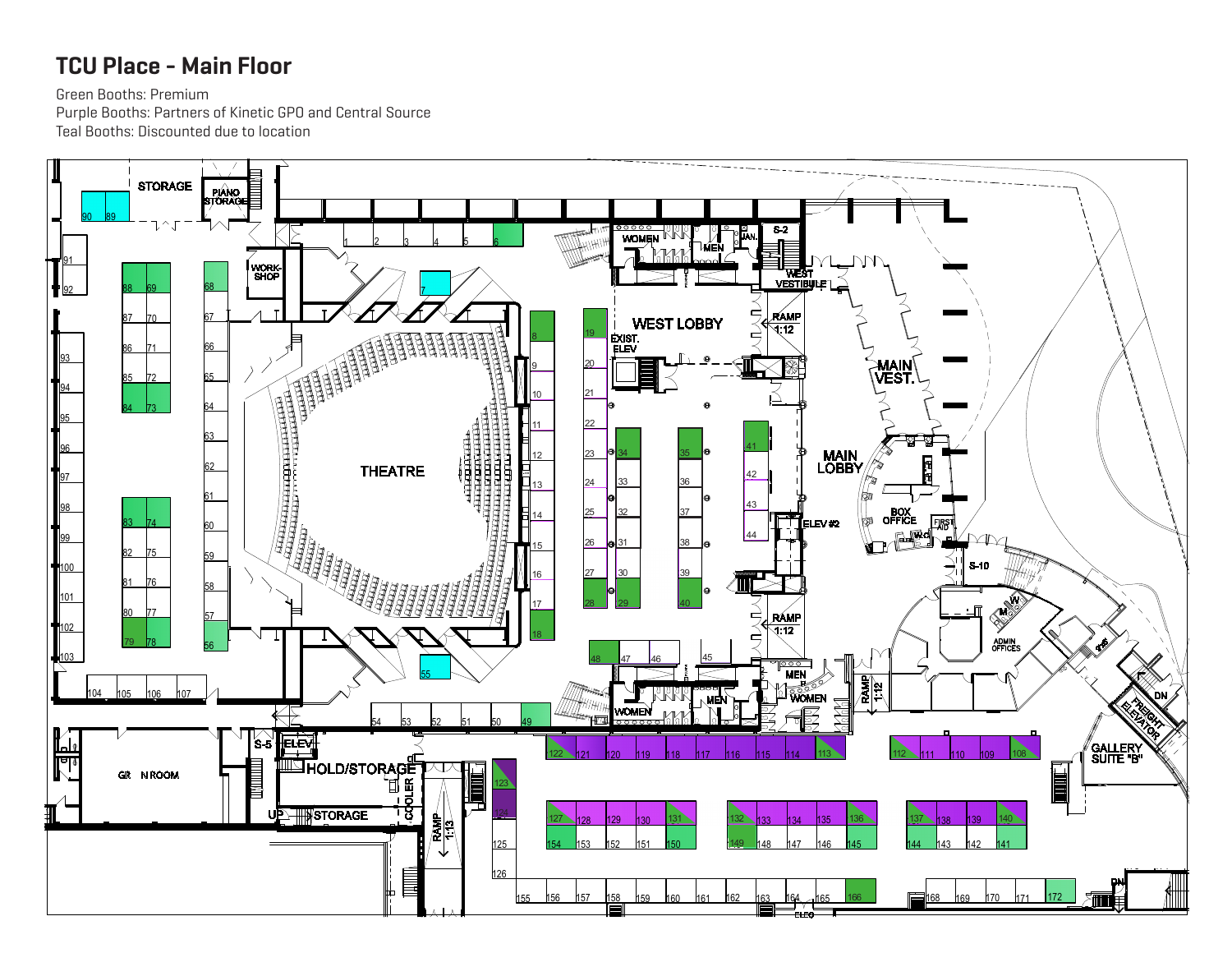# TCU Place - Main Floor

Green Booths: Premium
Purple Booths: Partners of Kinetic GPO and Central Source
Teal Booths: Discounted due to location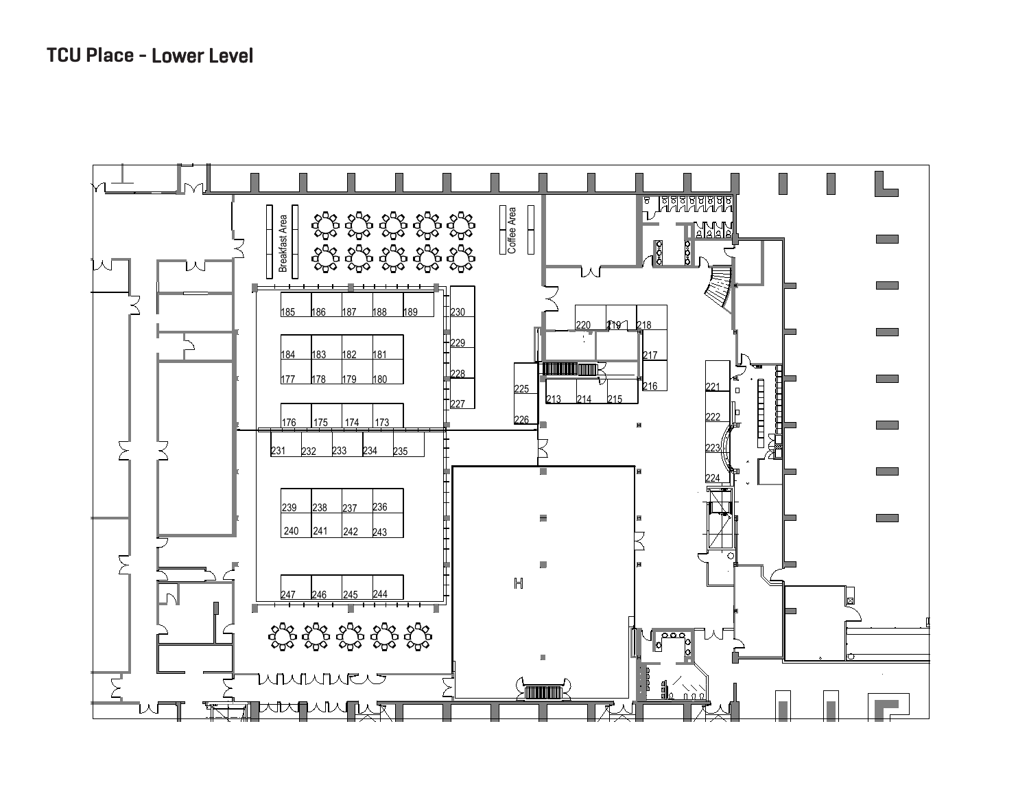# TCU Place - Lower Level

Breakfast Area

Coffee Area

185 186 187 188 189

184 183 182 181

177 178 179 180

176 175 174 173

231 232 233 234 235

239 238 237 236

240 241 242 243

247 246 245 244

230 229 228 227

225 226

220 219 218

217 216

213 214 215

221 222 223 224

H